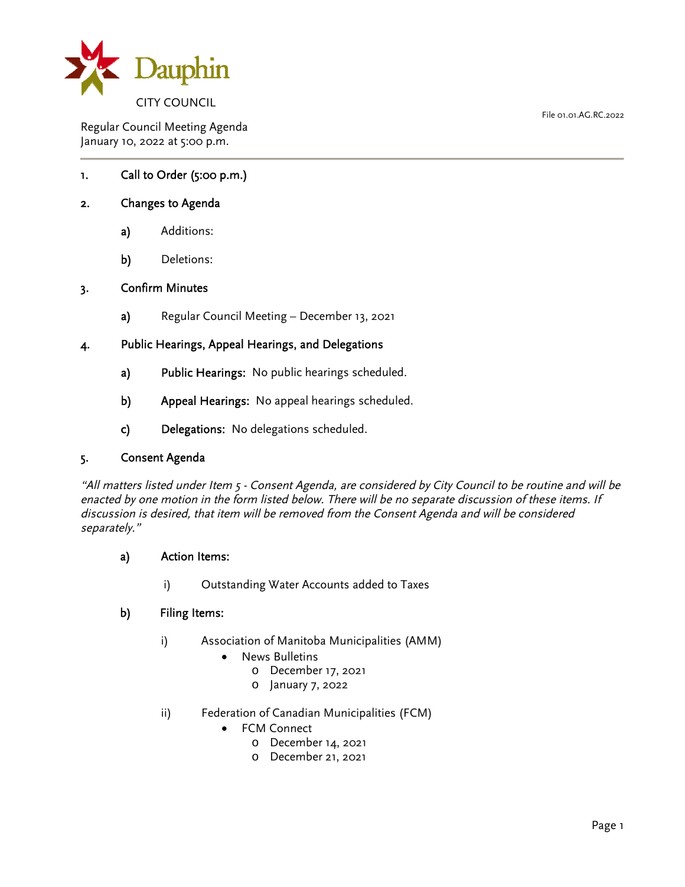Dauphin

CITY COUNCIL

File 01.01.AG.RC.2022

Regular Council Meeting Agenda
January 10, 2022 at 5:00 p.m.

---

1. **Call to Order (5:00 p.m.)**

2. **Changes to Agenda**

   a) Additions:

   b) Deletions:

3. **Confirm Minutes**

   a) Regular Council Meeting – December 13, 2021

4. **Public Hearings, Appeal Hearings, and Delegations**

   a) **Public Hearings:** No public hearings scheduled.

   b) **Appeal Hearings:** No appeal hearings scheduled.

   c) **Delegations:** No delegations scheduled.

5. **Consent Agenda**

*"All matters listed under Item 5 - Consent Agenda, are considered by City Council to be routine and will be enacted by one motion in the form listed below. There will be no separate discussion of these items. If discussion is desired, that item will be removed from the Consent Agenda and will be considered separately."*

   a) **Action Items:**

      i) Outstanding Water Accounts added to Taxes

   b) **Filing Items:**

      i) Association of Manitoba Municipalities (AMM)
         - News Bulletins
           - December 17, 2021
           - January 7, 2022

      ii) Federation of Canadian Municipalities (FCM)
         - FCM Connect
           - December 14, 2021
           - December 21, 2021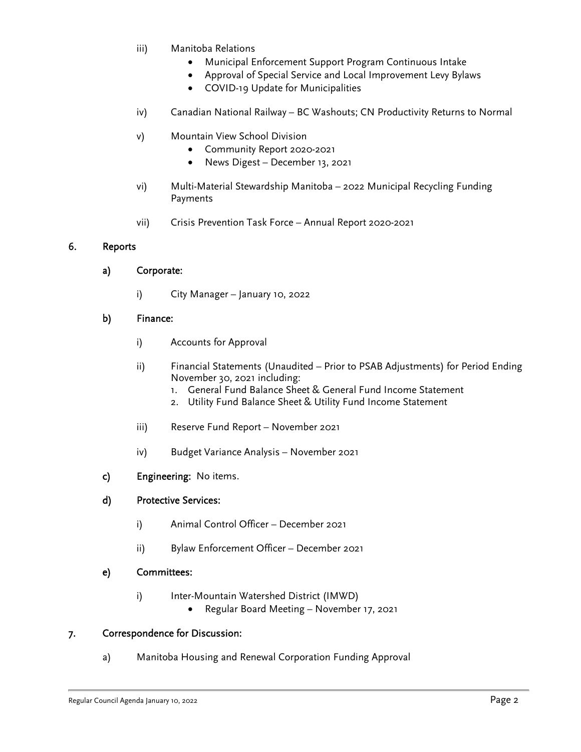iii) Manitoba Relations
- Municipal Enforcement Support Program Continuous Intake
- Approval of Special Service and Local Improvement Levy Bylaws
- COVID-19 Update for Municipalities

iv) Canadian National Railway – BC Washouts; CN Productivity Returns to Normal

v) Mountain View School Division
- Community Report 2020-2021
- News Digest – December 13, 2021

vi) Multi-Material Stewardship Manitoba – 2022 Municipal Recycling Funding Payments

vii) Crisis Prevention Task Force – Annual Report 2020-2021

## 6. Reports

### a) Corporate:

i) City Manager – January 10, 2022

### b) Finance:

i) Accounts for Approval

ii) Financial Statements (Unaudited – Prior to PSAB Adjustments) for Period Ending November 30, 2021 including:
1. General Fund Balance Sheet & General Fund Income Statement
2. Utility Fund Balance Sheet & Utility Fund Income Statement

iii) Reserve Fund Report – November 2021

iv) Budget Variance Analysis – November 2021

### c) Engineering: No items.

### d) Protective Services:

i) Animal Control Officer – December 2021

ii) Bylaw Enforcement Officer – December 2021

### e) Committees:

i) Inter-Mountain Watershed District (IMWD)
- Regular Board Meeting – November 17, 2021

## 7. Correspondence for Discussion:

a) Manitoba Housing and Renewal Corporation Funding Approval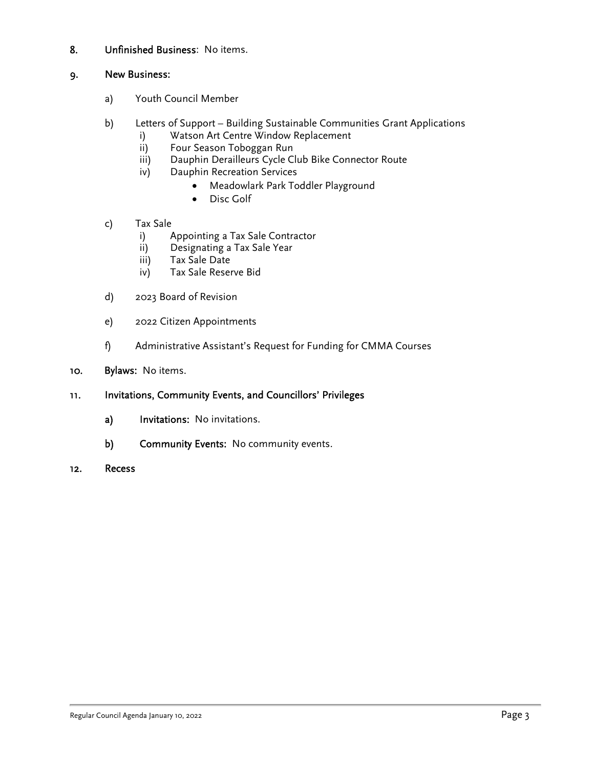8. **Unfinished Business**: No items.

9. **New Business:**

   a) Youth Council Member

   b) Letters of Support – Building Sustainable Communities Grant Applications
      i) Watson Art Centre Window Replacement
      ii) Four Season Toboggan Run
      iii) Dauphin Derailleurs Cycle Club Bike Connector Route
      iv) Dauphin Recreation Services
         - Meadowlark Park Toddler Playground
         - Disc Golf

   c) Tax Sale
      i) Appointing a Tax Sale Contractor
      ii) Designating a Tax Sale Year
      iii) Tax Sale Date
      iv) Tax Sale Reserve Bid

   d) 2023 Board of Revision

   e) 2022 Citizen Appointments

   f) Administrative Assistant's Request for Funding for CMMA Courses

10. **Bylaws:** No items.

11. **Invitations, Community Events, and Councillors' Privileges**

   **a) Invitations:** No invitations.

   **b) Community Events:** No community events.

12. **Recess**